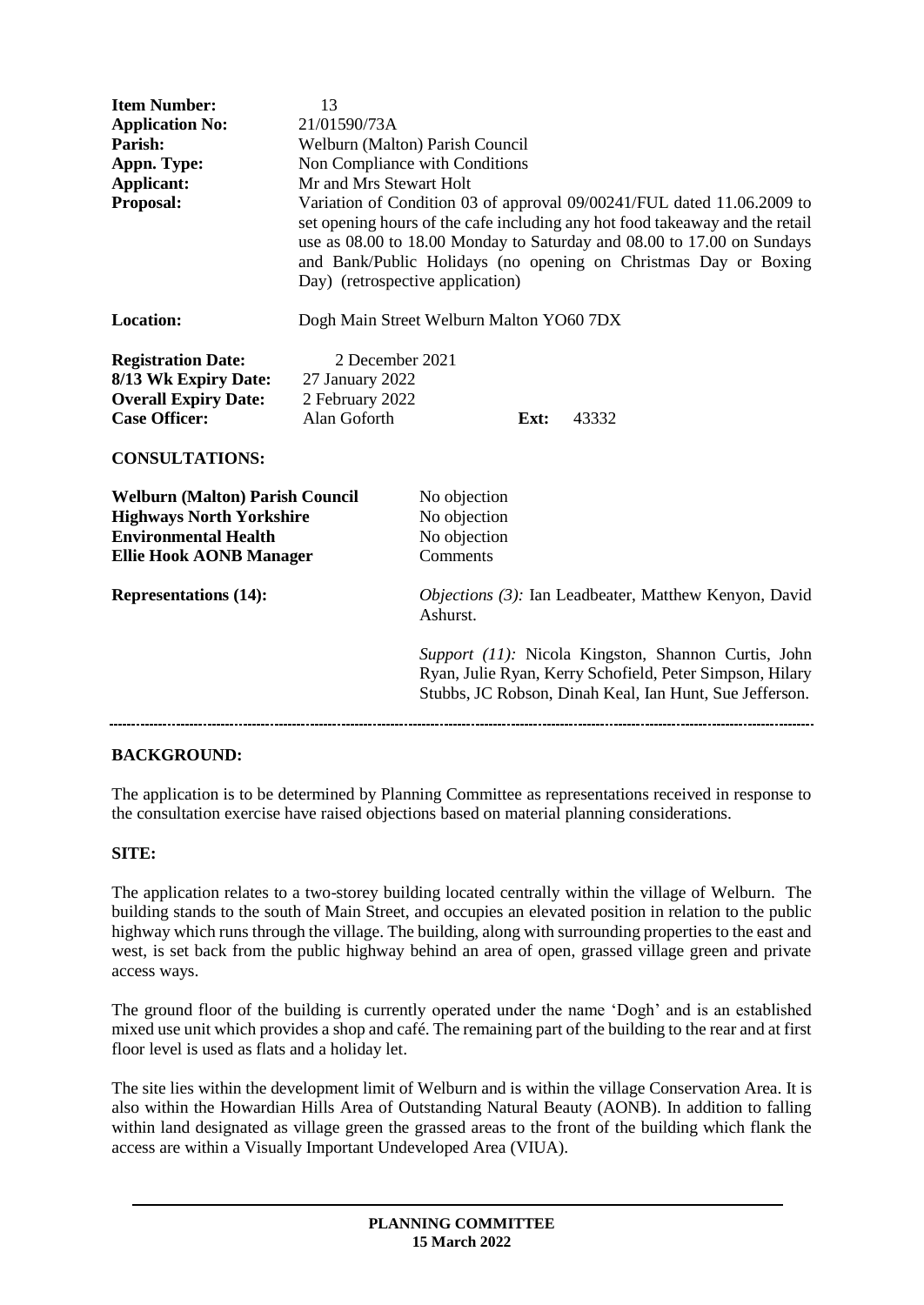| | |
|---|---|
| **Item Number:** | 13 |
| **Application No:** | 21/01590/73A |
| **Parish:** | Welburn (Malton) Parish Council |
| **Appn. Type:** | Non Compliance with Conditions |
| **Applicant:** | Mr and Mrs Stewart Holt |
| **Proposal:** | Variation of Condition 03 of approval 09/00241/FUL dated 11.06.2009 to set opening hours of the cafe including any hot food takeaway and the retail use as 08.00 to 18.00 Monday to Saturday and 08.00 to 17.00 on Sundays and Bank/Public Holidays (no opening on Christmas Day or Boxing Day) (retrospective application) |
| **Location:** | Dogh Main Street Welburn Malton YO60 7DX |
| **Registration Date:** | 2 December 2021 |
| **8/13 Wk Expiry Date:** | 27 January 2022 |
| **Overall Expiry Date:** | 2 February 2022 |
| **Case Officer:** | Alan Goforth **Ext:** 43332 |

**CONSULTATIONS:**

| | |
|---|---|
| **Welburn (Malton) Parish Council** | No objection |
| **Highways North Yorkshire** | No objection |
| **Environmental Health** | No objection |
| **Ellie Hook AONB Manager** | Comments |

**Representations (14):**

*Objections (3):* Ian Leadbeater, Matthew Kenyon, David Ashurst.

*Support (11):* Nicola Kingston, Shannon Curtis, John Ryan, Julie Ryan, Kerry Schofield, Peter Simpson, Hilary Stubbs, JC Robson, Dinah Keal, Ian Hunt, Sue Jefferson.

---

## BACKGROUND:

The application is to be determined by Planning Committee as representations received in response to the consultation exercise have raised objections based on material planning considerations.

## SITE:

The application relates to a two-storey building located centrally within the village of Welburn. The building stands to the south of Main Street, and occupies an elevated position in relation to the public highway which runs through the village. The building, along with surrounding properties to the east and west, is set back from the public highway behind an area of open, grassed village green and private access ways.

The ground floor of the building is currently operated under the name 'Dogh' and is an established mixed use unit which provides a shop and café. The remaining part of the building to the rear and at first floor level is used as flats and a holiday let.

The site lies within the development limit of Welburn and is within the village Conservation Area. It is also within the Howardian Hills Area of Outstanding Natural Beauty (AONB). In addition to falling within land designated as village green the grassed areas to the front of the building which flank the access are within a Visually Important Undeveloped Area (VIUA).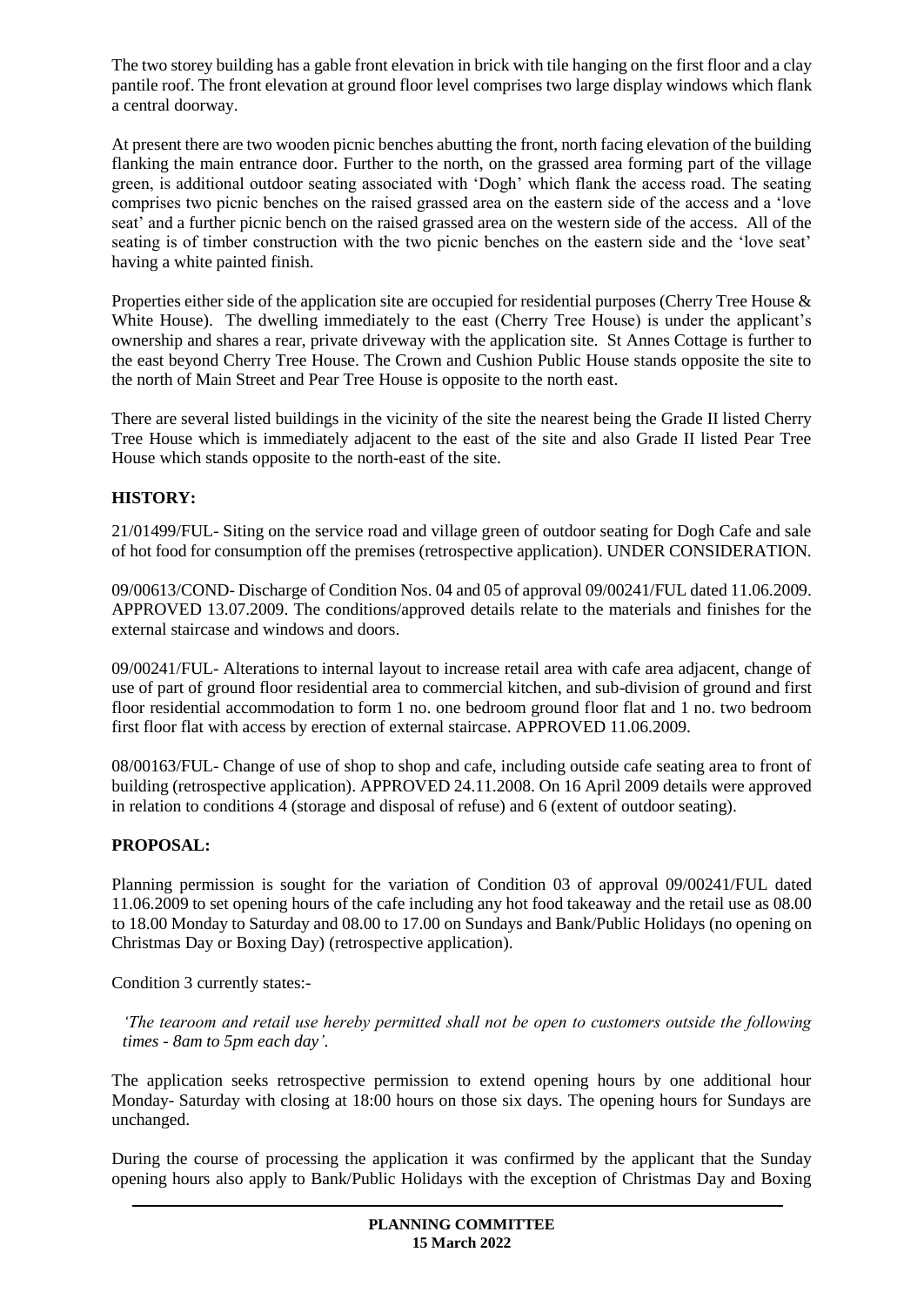The two storey building has a gable front elevation in brick with tile hanging on the first floor and a clay pantile roof. The front elevation at ground floor level comprises two large display windows which flank a central doorway.

At present there are two wooden picnic benches abutting the front, north facing elevation of the building flanking the main entrance door. Further to the north, on the grassed area forming part of the village green, is additional outdoor seating associated with 'Dogh' which flank the access road. The seating comprises two picnic benches on the raised grassed area on the eastern side of the access and a 'love seat' and a further picnic bench on the raised grassed area on the western side of the access. All of the seating is of timber construction with the two picnic benches on the eastern side and the 'love seat' having a white painted finish.

Properties either side of the application site are occupied for residential purposes (Cherry Tree House & White House). The dwelling immediately to the east (Cherry Tree House) is under the applicant's ownership and shares a rear, private driveway with the application site. St Annes Cottage is further to the east beyond Cherry Tree House. The Crown and Cushion Public House stands opposite the site to the north of Main Street and Pear Tree House is opposite to the north east.

There are several listed buildings in the vicinity of the site the nearest being the Grade II listed Cherry Tree House which is immediately adjacent to the east of the site and also Grade II listed Pear Tree House which stands opposite to the north-east of the site.

## HISTORY:

21/01499/FUL- Siting on the service road and village green of outdoor seating for Dogh Cafe and sale of hot food for consumption off the premises (retrospective application). UNDER CONSIDERATION.

09/00613/COND- Discharge of Condition Nos. 04 and 05 of approval 09/00241/FUL dated 11.06.2009. APPROVED 13.07.2009. The conditions/approved details relate to the materials and finishes for the external staircase and windows and doors.

09/00241/FUL- Alterations to internal layout to increase retail area with cafe area adjacent, change of use of part of ground floor residential area to commercial kitchen, and sub-division of ground and first floor residential accommodation to form 1 no. one bedroom ground floor flat and 1 no. two bedroom first floor flat with access by erection of external staircase. APPROVED 11.06.2009.

08/00163/FUL- Change of use of shop to shop and cafe, including outside cafe seating area to front of building (retrospective application). APPROVED 24.11.2008. On 16 April 2009 details were approved in relation to conditions 4 (storage and disposal of refuse) and 6 (extent of outdoor seating).

## PROPOSAL:

Planning permission is sought for the variation of Condition 03 of approval 09/00241/FUL dated 11.06.2009 to set opening hours of the cafe including any hot food takeaway and the retail use as 08.00 to 18.00 Monday to Saturday and 08.00 to 17.00 on Sundays and Bank/Public Holidays (no opening on Christmas Day or Boxing Day) (retrospective application).

Condition 3 currently states:-

> *'The tearoom and retail use hereby permitted shall not be open to customers outside the following times - 8am to 5pm each day'.*

The application seeks retrospective permission to extend opening hours by one additional hour Monday- Saturday with closing at 18:00 hours on those six days. The opening hours for Sundays are unchanged.

During the course of processing the application it was confirmed by the applicant that the Sunday opening hours also apply to Bank/Public Holidays with the exception of Christmas Day and Boxing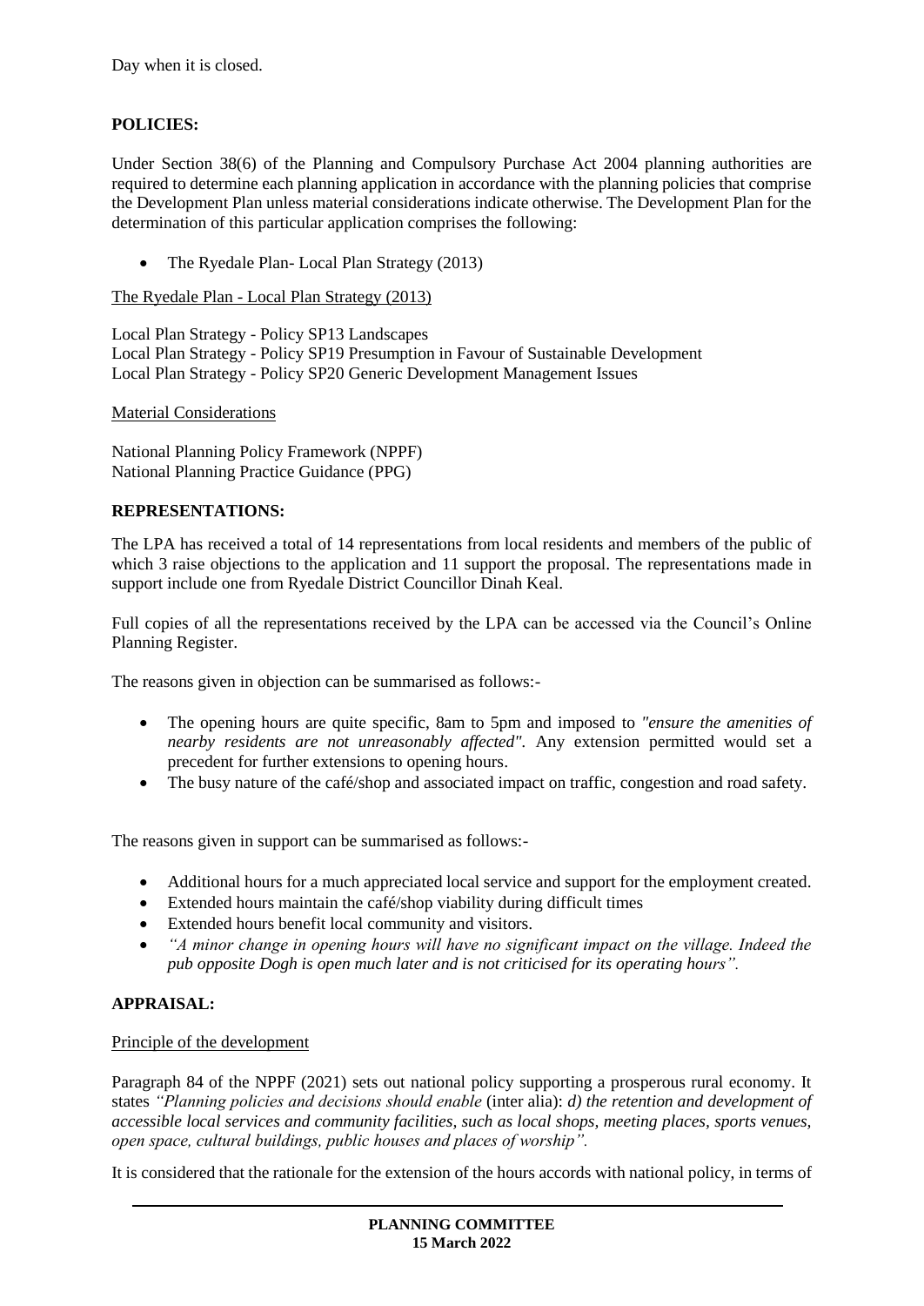Day when it is closed.

## POLICIES:

Under Section 38(6) of the Planning and Compulsory Purchase Act 2004 planning authorities are required to determine each planning application in accordance with the planning policies that comprise the Development Plan unless material considerations indicate otherwise. The Development Plan for the determination of this particular application comprises the following:

- The Ryedale Plan- Local Plan Strategy (2013)

The Ryedale Plan - Local Plan Strategy (2013)

Local Plan Strategy - Policy SP13 Landscapes
Local Plan Strategy - Policy SP19 Presumption in Favour of Sustainable Development
Local Plan Strategy - Policy SP20 Generic Development Management Issues

Material Considerations

National Planning Policy Framework (NPPF)
National Planning Practice Guidance (PPG)

## REPRESENTATIONS:

The LPA has received a total of 14 representations from local residents and members of the public of which 3 raise objections to the application and 11 support the proposal. The representations made in support include one from Ryedale District Councillor Dinah Keal.

Full copies of all the representations received by the LPA can be accessed via the Council's Online Planning Register.

The reasons given in objection can be summarised as follows:-

- The opening hours are quite specific, 8am to 5pm and imposed to *"ensure the amenities of nearby residents are not unreasonably affected"*. Any extension permitted would set a precedent for further extensions to opening hours.
- The busy nature of the café/shop and associated impact on traffic, congestion and road safety.

The reasons given in support can be summarised as follows:-

- Additional hours for a much appreciated local service and support for the employment created.
- Extended hours maintain the café/shop viability during difficult times
- Extended hours benefit local community and visitors.
- *"A minor change in opening hours will have no significant impact on the village. Indeed the pub opposite Dogh is open much later and is not criticised for its operating hours".*

## APPRAISAL:

Principle of the development

Paragraph 84 of the NPPF (2021) sets out national policy supporting a prosperous rural economy. It states *"Planning policies and decisions should enable* (inter alia): *d) the retention and development of accessible local services and community facilities, such as local shops, meeting places, sports venues, open space, cultural buildings, public houses and places of worship".*

It is considered that the rationale for the extension of the hours accords with national policy, in terms of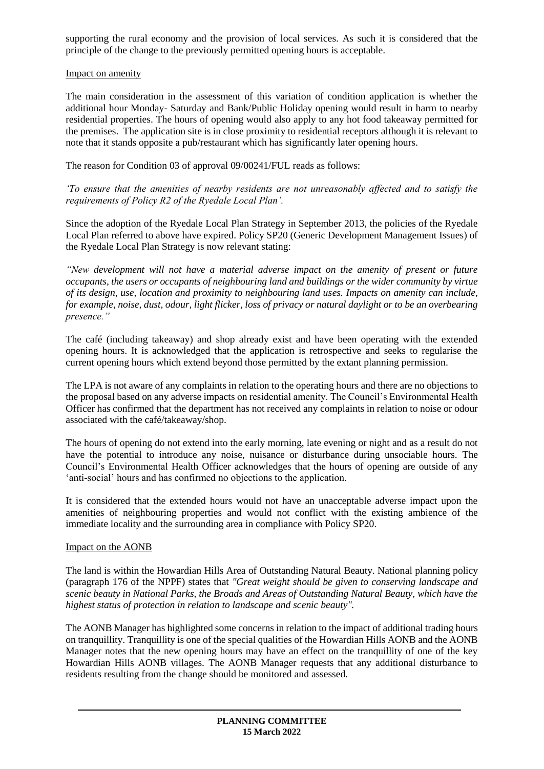supporting the rural economy and the provision of local services. As such it is considered that the principle of the change to the previously permitted opening hours is acceptable.

Impact on amenity

The main consideration in the assessment of this variation of condition application is whether the additional hour Monday- Saturday and Bank/Public Holiday opening would result in harm to nearby residential properties. The hours of opening would also apply to any hot food takeaway permitted for the premises. The application site is in close proximity to residential receptors although it is relevant to note that it stands opposite a pub/restaurant which has significantly later opening hours.

The reason for Condition 03 of approval 09/00241/FUL reads as follows:

*'To ensure that the amenities of nearby residents are not unreasonably affected and to satisfy the requirements of Policy R2 of the Ryedale Local Plan'.*

Since the adoption of the Ryedale Local Plan Strategy in September 2013, the policies of the Ryedale Local Plan referred to above have expired. Policy SP20 (Generic Development Management Issues) of the Ryedale Local Plan Strategy is now relevant stating:

*"New development will not have a material adverse impact on the amenity of present or future occupants, the users or occupants of neighbouring land and buildings or the wider community by virtue of its design, use, location and proximity to neighbouring land uses. Impacts on amenity can include, for example, noise, dust, odour, light flicker, loss of privacy or natural daylight or to be an overbearing presence."*

The café (including takeaway) and shop already exist and have been operating with the extended opening hours. It is acknowledged that the application is retrospective and seeks to regularise the current opening hours which extend beyond those permitted by the extant planning permission.

The LPA is not aware of any complaints in relation to the operating hours and there are no objections to the proposal based on any adverse impacts on residential amenity. The Council's Environmental Health Officer has confirmed that the department has not received any complaints in relation to noise or odour associated with the café/takeaway/shop.

The hours of opening do not extend into the early morning, late evening or night and as a result do not have the potential to introduce any noise, nuisance or disturbance during unsociable hours. The Council's Environmental Health Officer acknowledges that the hours of opening are outside of any 'anti-social' hours and has confirmed no objections to the application.

It is considered that the extended hours would not have an unacceptable adverse impact upon the amenities of neighbouring properties and would not conflict with the existing ambience of the immediate locality and the surrounding area in compliance with Policy SP20.

Impact on the AONB

The land is within the Howardian Hills Area of Outstanding Natural Beauty. National planning policy (paragraph 176 of the NPPF) states that *"Great weight should be given to conserving landscape and scenic beauty in National Parks, the Broads and Areas of Outstanding Natural Beauty, which have the highest status of protection in relation to landscape and scenic beauty".*

The AONB Manager has highlighted some concerns in relation to the impact of additional trading hours on tranquillity. Tranquillity is one of the special qualities of the Howardian Hills AONB and the AONB Manager notes that the new opening hours may have an effect on the tranquillity of one of the key Howardian Hills AONB villages. The AONB Manager requests that any additional disturbance to residents resulting from the change should be monitored and assessed.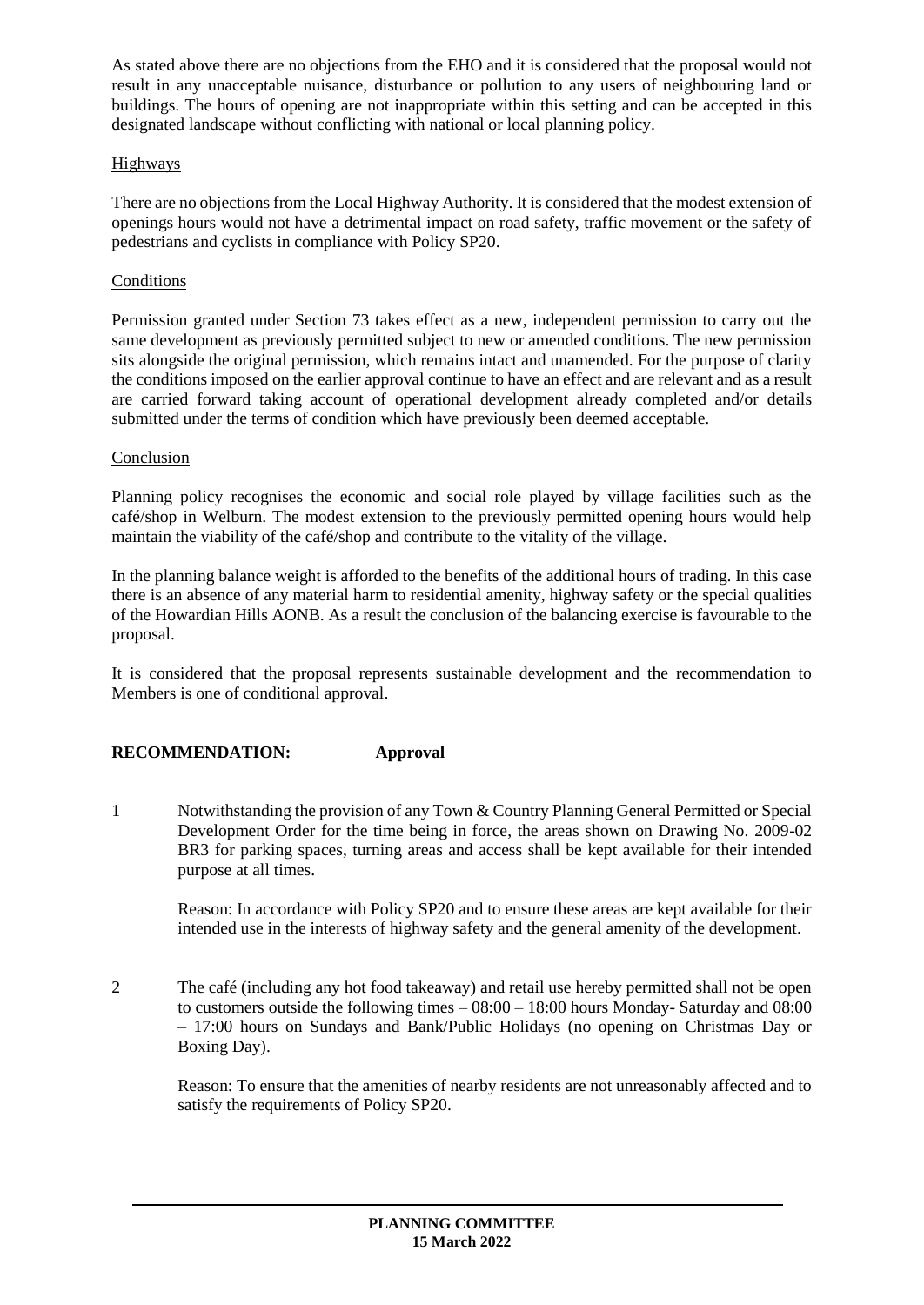As stated above there are no objections from the EHO and it is considered that the proposal would not result in any unacceptable nuisance, disturbance or pollution to any users of neighbouring land or buildings. The hours of opening are not inappropriate within this setting and can be accepted in this designated landscape without conflicting with national or local planning policy.

Highways

There are no objections from the Local Highway Authority. It is considered that the modest extension of openings hours would not have a detrimental impact on road safety, traffic movement or the safety of pedestrians and cyclists in compliance with Policy SP20.

Conditions

Permission granted under Section 73 takes effect as a new, independent permission to carry out the same development as previously permitted subject to new or amended conditions. The new permission sits alongside the original permission, which remains intact and unamended. For the purpose of clarity the conditions imposed on the earlier approval continue to have an effect and are relevant and as a result are carried forward taking account of operational development already completed and/or details submitted under the terms of condition which have previously been deemed acceptable.

Conclusion

Planning policy recognises the economic and social role played by village facilities such as the café/shop in Welburn. The modest extension to the previously permitted opening hours would help maintain the viability of the café/shop and contribute to the vitality of the village.

In the planning balance weight is afforded to the benefits of the additional hours of trading. In this case there is an absence of any material harm to residential amenity, highway safety or the special qualities of the Howardian Hills AONB. As a result the conclusion of the balancing exercise is favourable to the proposal.

It is considered that the proposal represents sustainable development and the recommendation to Members is one of conditional approval.

**RECOMMENDATION: Approval**

1. Notwithstanding the provision of any Town & Country Planning General Permitted or Special Development Order for the time being in force, the areas shown on Drawing No. 2009-02 BR3 for parking spaces, turning areas and access shall be kept available for their intended purpose at all times.

   Reason: In accordance with Policy SP20 and to ensure these areas are kept available for their intended use in the interests of highway safety and the general amenity of the development.

2. The café (including any hot food takeaway) and retail use hereby permitted shall not be open to customers outside the following times – 08:00 – 18:00 hours Monday- Saturday and 08:00 – 17:00 hours on Sundays and Bank/Public Holidays (no opening on Christmas Day or Boxing Day).

   Reason: To ensure that the amenities of nearby residents are not unreasonably affected and to satisfy the requirements of Policy SP20.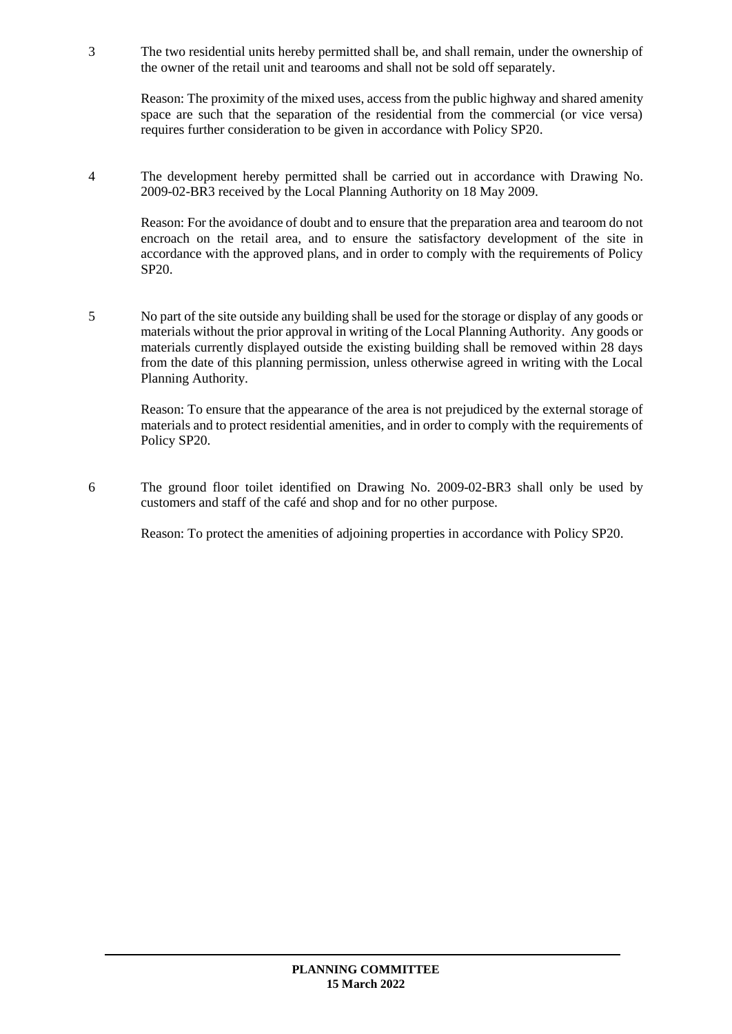3. The two residential units hereby permitted shall be, and shall remain, under the ownership of the owner of the retail unit and tearooms and shall not be sold off separately.

   Reason: The proximity of the mixed uses, access from the public highway and shared amenity space are such that the separation of the residential from the commercial (or vice versa) requires further consideration to be given in accordance with Policy SP20.

4. The development hereby permitted shall be carried out in accordance with Drawing No. 2009-02-BR3 received by the Local Planning Authority on 18 May 2009.

   Reason: For the avoidance of doubt and to ensure that the preparation area and tearoom do not encroach on the retail area, and to ensure the satisfactory development of the site in accordance with the approved plans, and in order to comply with the requirements of Policy SP20.

5. No part of the site outside any building shall be used for the storage or display of any goods or materials without the prior approval in writing of the Local Planning Authority. Any goods or materials currently displayed outside the existing building shall be removed within 28 days from the date of this planning permission, unless otherwise agreed in writing with the Local Planning Authority.

   Reason: To ensure that the appearance of the area is not prejudiced by the external storage of materials and to protect residential amenities, and in order to comply with the requirements of Policy SP20.

6. The ground floor toilet identified on Drawing No. 2009-02-BR3 shall only be used by customers and staff of the café and shop and for no other purpose.

   Reason: To protect the amenities of adjoining properties in accordance with Policy SP20.